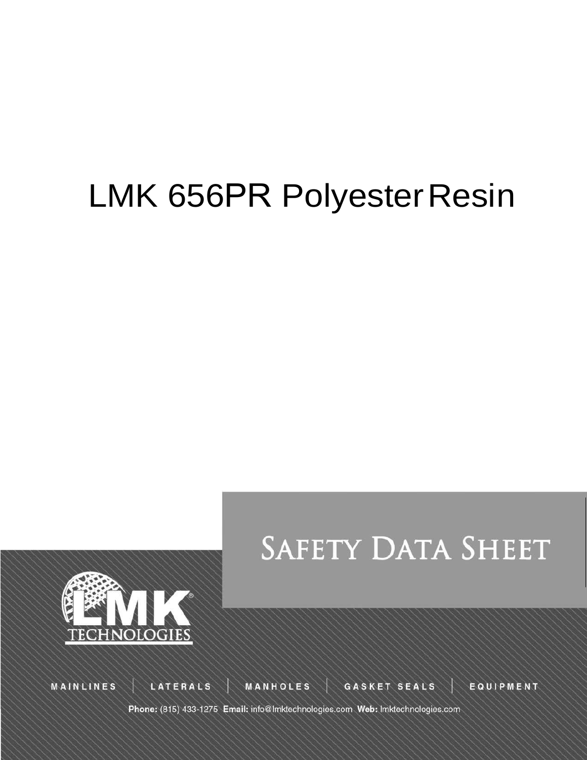# LMK 656PR Polyester Resin

# SAFETY DATA SHEET

LMK® TECHNOLOGIES

MAINLINES | LATERALS | MANHOLES | GASKET SEALS | EQUIPMENT

**Phone:** (815) 433-1275 **Email:** info@lmktechnologies.com **Web:** lmktechnologies.com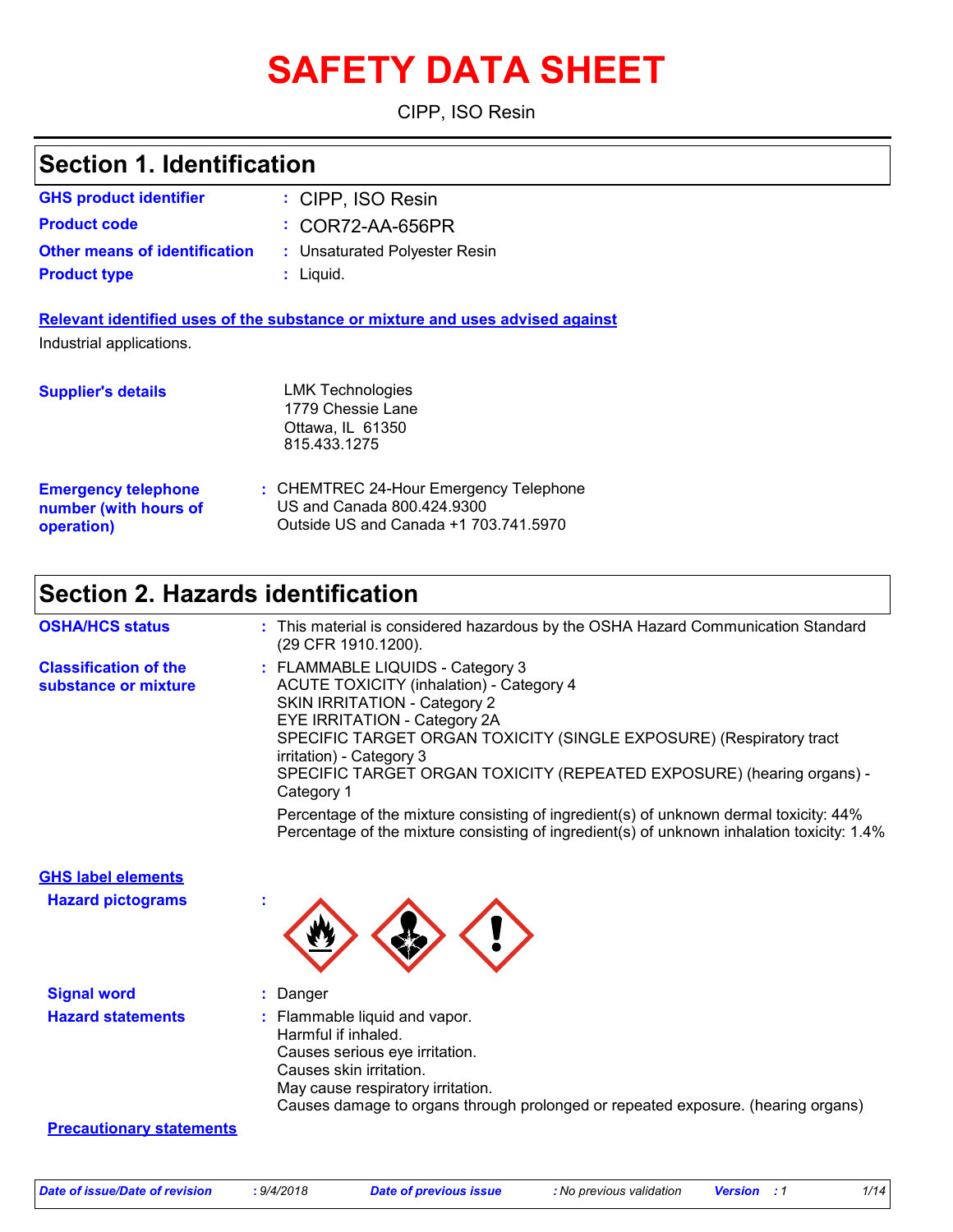# SAFETY DATA SHEET

CIPP, ISO Resin

## Section 1. Identification

**GHS product identifier** : CIPP, ISO Resin

**Product code** : COR72-AA-656PR

**Other means of identification** : Unsaturated Polyester Resin

**Product type** : Liquid.

**Relevant identified uses of the substance or mixture and uses advised against**

Industrial applications.

**Supplier's details**

LMK Technologies
1779 Chessie Lane
Ottawa, IL 61350
815.433.1275

**Emergency telephone number (with hours of operation)** : CHEMTREC 24-Hour Emergency Telephone
US and Canada 800.424.9300
Outside US and Canada +1 703.741.5970

## Section 2. Hazards identification

**OSHA/HCS status** : This material is considered hazardous by the OSHA Hazard Communication Standard (29 CFR 1910.1200).

**Classification of the substance or mixture** : FLAMMABLE LIQUIDS - Category 3
ACUTE TOXICITY (inhalation) - Category 4
SKIN IRRITATION - Category 2
EYE IRRITATION - Category 2A
SPECIFIC TARGET ORGAN TOXICITY (SINGLE EXPOSURE) (Respiratory tract irritation) - Category 3
SPECIFIC TARGET ORGAN TOXICITY (REPEATED EXPOSURE) (hearing organs) - Category 1

Percentage of the mixture consisting of ingredient(s) of unknown dermal toxicity: 44%
Percentage of the mixture consisting of ingredient(s) of unknown inhalation toxicity: 1.4%

**GHS label elements**

**Hazard pictograms** :

**Signal word** : Danger

**Hazard statements** : Flammable liquid and vapor.
Harmful if inhaled.
Causes serious eye irritation.
Causes skin irritation.
May cause respiratory irritation.
Causes damage to organs through prolonged or repeated exposure. (hearing organs)

**Precautionary statements**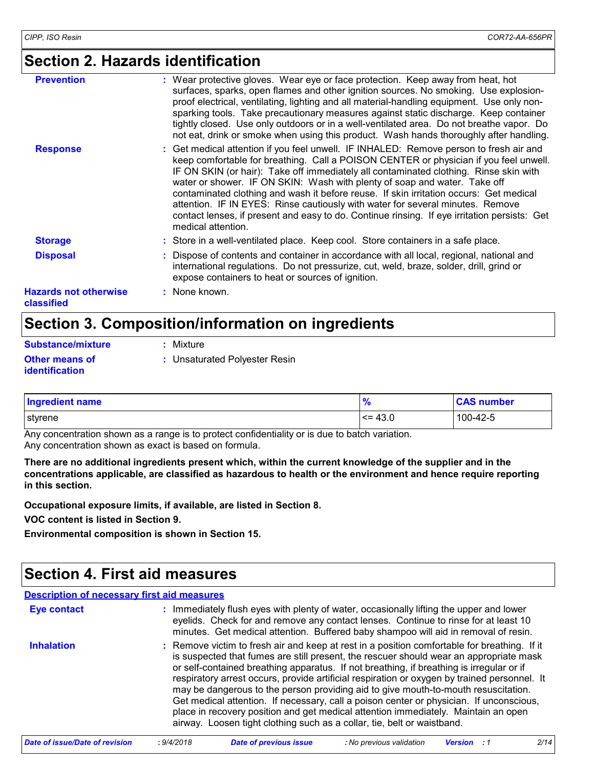# Section 2. Hazards identification

**Prevention** : Wear protective gloves. Wear eye or face protection. Keep away from heat, hot surfaces, sparks, open flames and other ignition sources. No smoking. Use explosion-proof electrical, ventilating, lighting and all material-handling equipment. Use only non-sparking tools. Take precautionary measures against static discharge. Keep container tightly closed. Use only outdoors or in a well-ventilated area. Do not breathe vapor. Do not eat, drink or smoke when using this product. Wash hands thoroughly after handling.

**Response** : Get medical attention if you feel unwell. IF INHALED: Remove person to fresh air and keep comfortable for breathing. Call a POISON CENTER or physician if you feel unwell. IF ON SKIN (or hair): Take off immediately all contaminated clothing. Rinse skin with water or shower. IF ON SKIN: Wash with plenty of soap and water. Take off contaminated clothing and wash it before reuse. If skin irritation occurs: Get medical attention. IF IN EYES: Rinse cautiously with water for several minutes. Remove contact lenses, if present and easy to do. Continue rinsing. If eye irritation persists: Get medical attention.

**Storage** : Store in a well-ventilated place. Keep cool. Store containers in a safe place.

**Disposal** : Dispose of contents and container in accordance with all local, regional, national and international regulations. Do not pressurize, cut, weld, braze, solder, drill, grind or expose containers to heat or sources of ignition.

**Hazards not otherwise classified** : None known.

# Section 3. Composition/information on ingredients

**Substance/mixture** : Mixture

**Other means of identification** : Unsaturated Polyester Resin

| Ingredient name | % | CAS number |
|---|---|---|
| styrene | <= 43.0 | 100-42-5 |

Any concentration shown as a range is to protect confidentiality or is due to batch variation.
Any concentration shown as exact is based on formula.

**There are no additional ingredients present which, within the current knowledge of the supplier and in the concentrations applicable, are classified as hazardous to health or the environment and hence require reporting in this section.**

**Occupational exposure limits, if available, are listed in Section 8.**

**VOC content is listed in Section 9.**

**Environmental composition is shown in Section 15.**

# Section 4. First aid measures

**Description of necessary first aid measures**

**Eye contact** : Immediately flush eyes with plenty of water, occasionally lifting the upper and lower eyelids. Check for and remove any contact lenses. Continue to rinse for at least 10 minutes. Get medical attention. Buffered baby shampoo will aid in removal of resin.

**Inhalation** : Remove victim to fresh air and keep at rest in a position comfortable for breathing. If it is suspected that fumes are still present, the rescuer should wear an appropriate mask or self-contained breathing apparatus. If not breathing, if breathing is irregular or if respiratory arrest occurs, provide artificial respiration or oxygen by trained personnel. It may be dangerous to the person providing aid to give mouth-to-mouth resuscitation. Get medical attention. If necessary, call a poison center or physician. If unconscious, place in recovery position and get medical attention immediately. Maintain an open airway. Loosen tight clothing such as a collar, tie, belt or waistband.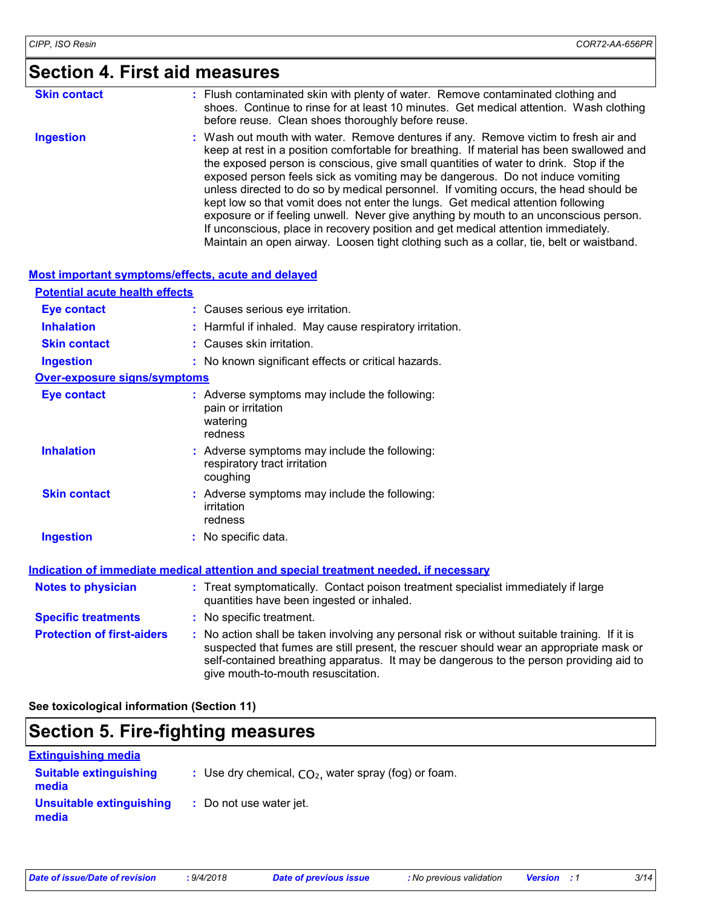## Section 4. First aid measures

**Skin contact** : Flush contaminated skin with plenty of water. Remove contaminated clothing and shoes. Continue to rinse for at least 10 minutes. Get medical attention. Wash clothing before reuse. Clean shoes thoroughly before reuse.

**Ingestion** : Wash out mouth with water. Remove dentures if any. Remove victim to fresh air and keep at rest in a position comfortable for breathing. If material has been swallowed and the exposed person is conscious, give small quantities of water to drink. Stop if the exposed person feels sick as vomiting may be dangerous. Do not induce vomiting unless directed to do so by medical personnel. If vomiting occurs, the head should be kept low so that vomit does not enter the lungs. Get medical attention following exposure or if feeling unwell. Never give anything by mouth to an unconscious person. If unconscious, place in recovery position and get medical attention immediately. Maintain an open airway. Loosen tight clothing such as a collar, tie, belt or waistband.

### Most important symptoms/effects, acute and delayed

**Potential acute health effects**

**Eye contact** : Causes serious eye irritation.

**Inhalation** : Harmful if inhaled. May cause respiratory irritation.

**Skin contact** : Causes skin irritation.

**Ingestion** : No known significant effects or critical hazards.

**Over-exposure signs/symptoms**

**Eye contact** : Adverse symptoms may include the following:
pain or irritation
watering
redness

**Inhalation** : Adverse symptoms may include the following:
respiratory tract irritation
coughing

**Skin contact** : Adverse symptoms may include the following:
irritation
redness

**Ingestion** : No specific data.

### Indication of immediate medical attention and special treatment needed, if necessary

**Notes to physician** : Treat symptomatically. Contact poison treatment specialist immediately if large quantities have been ingested or inhaled.

**Specific treatments** : No specific treatment.

**Protection of first-aiders** : No action shall be taken involving any personal risk or without suitable training. If it is suspected that fumes are still present, the rescuer should wear an appropriate mask or self-contained breathing apparatus. It may be dangerous to the person providing aid to give mouth-to-mouth resuscitation.

**See toxicological information (Section 11)**

## Section 5. Fire-fighting measures

### Extinguishing media

**Suitable extinguishing media** : Use dry chemical, $CO_2$, water spray (fog) or foam.

**Unsuitable extinguishing media** : Do not use water jet.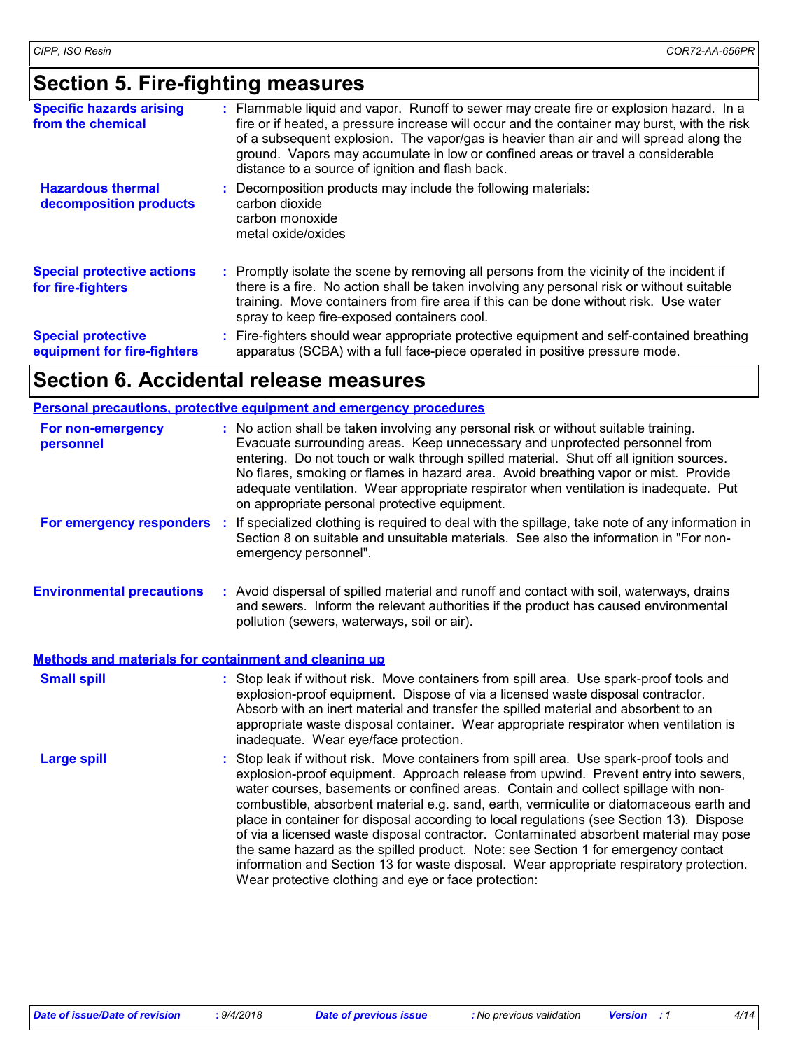## Section 5. Fire-fighting measures

**Specific hazards arising from the chemical** : Flammable liquid and vapor. Runoff to sewer may create fire or explosion hazard. In a fire or if heated, a pressure increase will occur and the container may burst, with the risk of a subsequent explosion. The vapor/gas is heavier than air and will spread along the ground. Vapors may accumulate in low or confined areas or travel a considerable distance to a source of ignition and flash back.

**Hazardous thermal decomposition products** : Decomposition products may include the following materials:
carbon dioxide
carbon monoxide
metal oxide/oxides

**Special protective actions for fire-fighters** : Promptly isolate the scene by removing all persons from the vicinity of the incident if there is a fire. No action shall be taken involving any personal risk or without suitable training. Move containers from fire area if this can be done without risk. Use water spray to keep fire-exposed containers cool.

**Special protective equipment for fire-fighters** : Fire-fighters should wear appropriate protective equipment and self-contained breathing apparatus (SCBA) with a full face-piece operated in positive pressure mode.

## Section 6. Accidental release measures

### Personal precautions, protective equipment and emergency procedures

**For non-emergency personnel** : No action shall be taken involving any personal risk or without suitable training. Evacuate surrounding areas. Keep unnecessary and unprotected personnel from entering. Do not touch or walk through spilled material. Shut off all ignition sources. No flares, smoking or flames in hazard area. Avoid breathing vapor or mist. Provide adequate ventilation. Wear appropriate respirator when ventilation is inadequate. Put on appropriate personal protective equipment.

**For emergency responders** : If specialized clothing is required to deal with the spillage, take note of any information in Section 8 on suitable and unsuitable materials. See also the information in "For non-emergency personnel".

**Environmental precautions** : Avoid dispersal of spilled material and runoff and contact with soil, waterways, drains and sewers. Inform the relevant authorities if the product has caused environmental pollution (sewers, waterways, soil or air).

### Methods and materials for containment and cleaning up

**Small spill** : Stop leak if without risk. Move containers from spill area. Use spark-proof tools and explosion-proof equipment. Dispose of via a licensed waste disposal contractor. Absorb with an inert material and transfer the spilled material and absorbent to an appropriate waste disposal container. Wear appropriate respirator when ventilation is inadequate. Wear eye/face protection.

**Large spill** : Stop leak if without risk. Move containers from spill area. Use spark-proof tools and explosion-proof equipment. Approach release from upwind. Prevent entry into sewers, water courses, basements or confined areas. Contain and collect spillage with non-combustible, absorbent material e.g. sand, earth, vermiculite or diatomaceous earth and place in container for disposal according to local regulations (see Section 13). Dispose of via a licensed waste disposal contractor. Contaminated absorbent material may pose the same hazard as the spilled product. Note: see Section 1 for emergency contact information and Section 13 for waste disposal. Wear appropriate respiratory protection. Wear protective clothing and eye or face protection: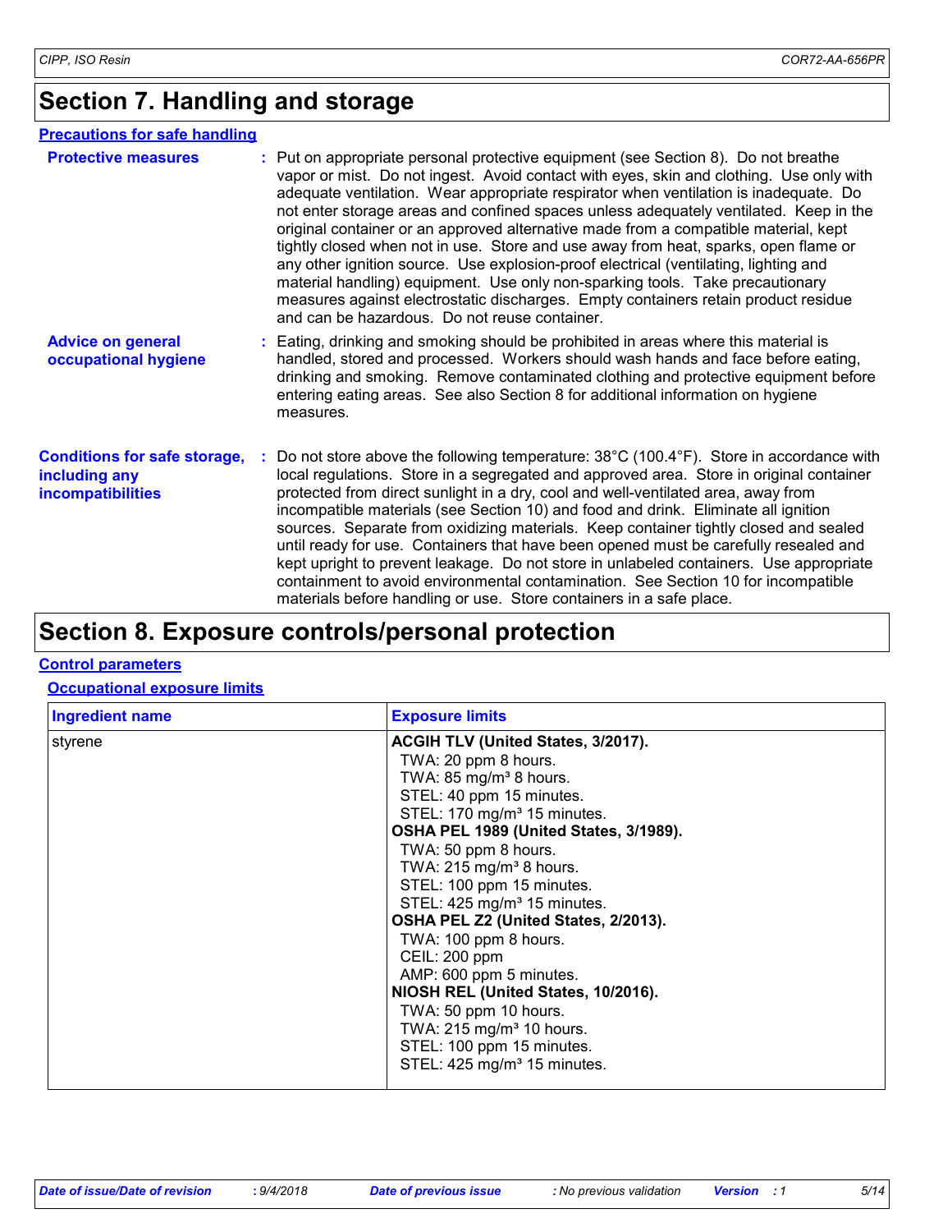# Section 7. Handling and storage

**Precautions for safe handling**

**Protective measures** : Put on appropriate personal protective equipment (see Section 8). Do not breathe vapor or mist. Do not ingest. Avoid contact with eyes, skin and clothing. Use only with adequate ventilation. Wear appropriate respirator when ventilation is inadequate. Do not enter storage areas and confined spaces unless adequately ventilated. Keep in the original container or an approved alternative made from a compatible material, kept tightly closed when not in use. Store and use away from heat, sparks, open flame or any other ignition source. Use explosion-proof electrical (ventilating, lighting and material handling) equipment. Use only non-sparking tools. Take precautionary measures against electrostatic discharges. Empty containers retain product residue and can be hazardous. Do not reuse container.

**Advice on general occupational hygiene** : Eating, drinking and smoking should be prohibited in areas where this material is handled, stored and processed. Workers should wash hands and face before eating, drinking and smoking. Remove contaminated clothing and protective equipment before entering eating areas. See also Section 8 for additional information on hygiene measures.

**Conditions for safe storage, including any incompatibilities** : Do not store above the following temperature: 38°C (100.4°F). Store in accordance with local regulations. Store in a segregated and approved area. Store in original container protected from direct sunlight in a dry, cool and well-ventilated area, away from incompatible materials (see Section 10) and food and drink. Eliminate all ignition sources. Separate from oxidizing materials. Keep container tightly closed and sealed until ready for use. Containers that have been opened must be carefully resealed and kept upright to prevent leakage. Do not store in unlabeled containers. Use appropriate containment to avoid environmental contamination. See Section 10 for incompatible materials before handling or use. Store containers in a safe place.

# Section 8. Exposure controls/personal protection

**Control parameters**

**Occupational exposure limits**

| Ingredient name | Exposure limits |
|---|---|
| styrene | **ACGIH TLV (United States, 3/2017).**<br>TWA: 20 ppm 8 hours.<br>TWA: 85 mg/m³ 8 hours.<br>STEL: 40 ppm 15 minutes.<br>STEL: 170 mg/m³ 15 minutes.<br>**OSHA PEL 1989 (United States, 3/1989).**<br>TWA: 50 ppm 8 hours.<br>TWA: 215 mg/m³ 8 hours.<br>STEL: 100 ppm 15 minutes.<br>STEL: 425 mg/m³ 15 minutes.<br>**OSHA PEL Z2 (United States, 2/2013).**<br>TWA: 100 ppm 8 hours.<br>CEIL: 200 ppm<br>AMP: 600 ppm 5 minutes.<br>**NIOSH REL (United States, 10/2016).**<br>TWA: 50 ppm 10 hours.<br>TWA: 215 mg/m³ 10 hours.<br>STEL: 100 ppm 15 minutes.<br>STEL: 425 mg/m³ 15 minutes. |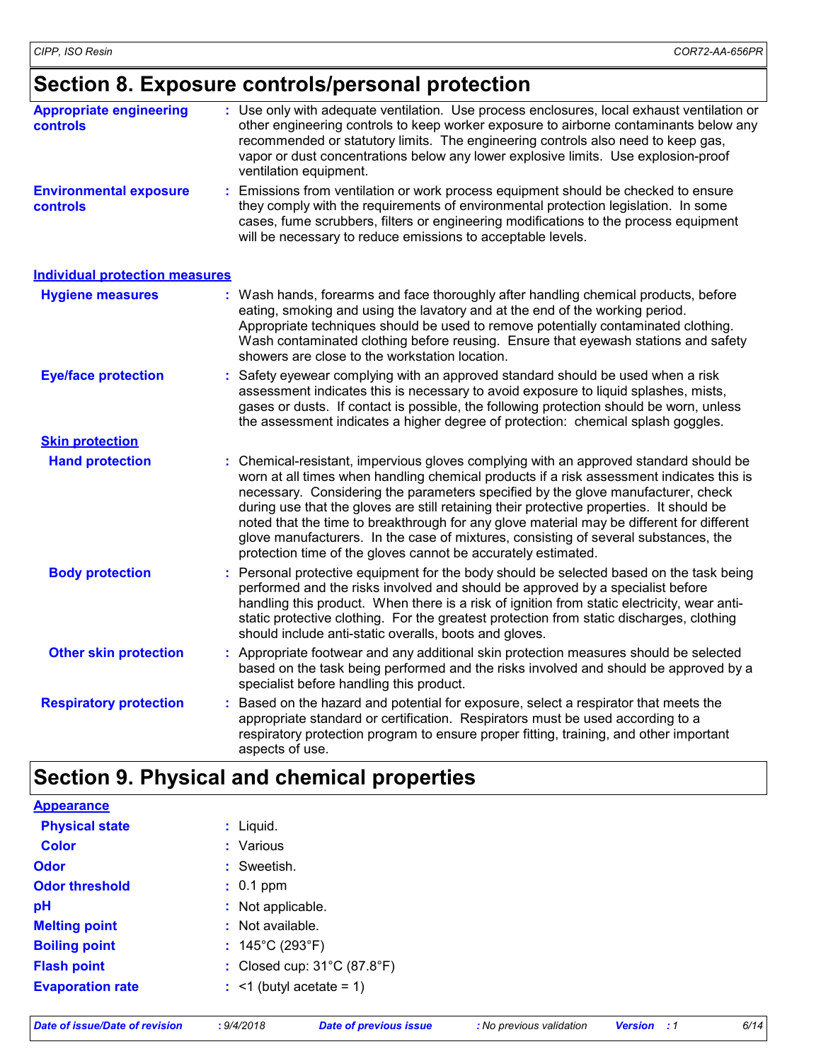## Section 8. Exposure controls/personal protection

**Appropriate engineering controls** : Use only with adequate ventilation. Use process enclosures, local exhaust ventilation or other engineering controls to keep worker exposure to airborne contaminants below any recommended or statutory limits. The engineering controls also need to keep gas, vapor or dust concentrations below any lower explosive limits. Use explosion-proof ventilation equipment.

**Environmental exposure controls** : Emissions from ventilation or work process equipment should be checked to ensure they comply with the requirements of environmental protection legislation. In some cases, fume scrubbers, filters or engineering modifications to the process equipment will be necessary to reduce emissions to acceptable levels.

### Individual protection measures

**Hygiene measures** : Wash hands, forearms and face thoroughly after handling chemical products, before eating, smoking and using the lavatory and at the end of the working period. Appropriate techniques should be used to remove potentially contaminated clothing. Wash contaminated clothing before reusing. Ensure that eyewash stations and safety showers are close to the workstation location.

**Eye/face protection** : Safety eyewear complying with an approved standard should be used when a risk assessment indicates this is necessary to avoid exposure to liquid splashes, mists, gases or dusts. If contact is possible, the following protection should be worn, unless the assessment indicates a higher degree of protection: chemical splash goggles.

#### Skin protection

**Hand protection** : Chemical-resistant, impervious gloves complying with an approved standard should be worn at all times when handling chemical products if a risk assessment indicates this is necessary. Considering the parameters specified by the glove manufacturer, check during use that the gloves are still retaining their protective properties. It should be noted that the time to breakthrough for any glove material may be different for different glove manufacturers. In the case of mixtures, consisting of several substances, the protection time of the gloves cannot be accurately estimated.

**Body protection** : Personal protective equipment for the body should be selected based on the task being performed and the risks involved and should be approved by a specialist before handling this product. When there is a risk of ignition from static electricity, wear anti-static protective clothing. For the greatest protection from static discharges, clothing should include anti-static overalls, boots and gloves.

**Other skin protection** : Appropriate footwear and any additional skin protection measures should be selected based on the task being performed and the risks involved and should be approved by a specialist before handling this product.

**Respiratory protection** : Based on the hazard and potential for exposure, select a respirator that meets the appropriate standard or certification. Respirators must be used according to a respiratory protection program to ensure proper fitting, training, and other important aspects of use.

## Section 9. Physical and chemical properties

### Appearance

**Physical state** : Liquid.

**Color** : Various

**Odor** : Sweetish.

**Odor threshold** : 0.1 ppm

**pH** : Not applicable.

**Melting point** : Not available.

**Boiling point** : 145°C (293°F)

**Flash point** : Closed cup: 31°C (87.8°F)

**Evaporation rate** : <1 (butyl acetate = 1)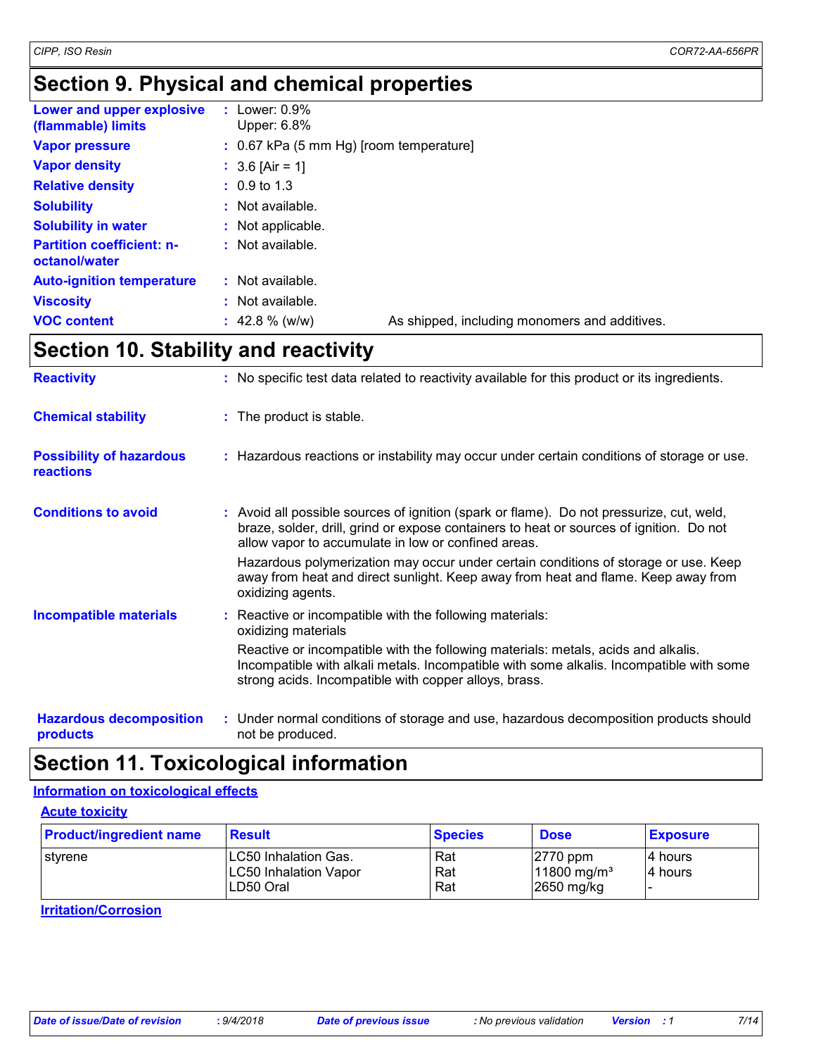## Section 9. Physical and chemical properties

**Lower and upper explosive (flammable) limits** : Lower: 0.9%
Upper: 6.8%

**Vapor pressure** : 0.67 kPa (5 mm Hg) [room temperature]

**Vapor density** : 3.6 [Air = 1]

**Relative density** : 0.9 to 1.3

**Solubility** : Not available.

**Solubility in water** : Not applicable.

**Partition coefficient: n-octanol/water** : Not available.

**Auto-ignition temperature** : Not available.

**Viscosity** : Not available.

**VOC content** : 42.8 % (w/w) As shipped, including monomers and additives.

## Section 10. Stability and reactivity

**Reactivity** : No specific test data related to reactivity available for this product or its ingredients.

**Chemical stability** : The product is stable.

**Possibility of hazardous reactions** : Hazardous reactions or instability may occur under certain conditions of storage or use.

**Conditions to avoid** : Avoid all possible sources of ignition (spark or flame). Do not pressurize, cut, weld, braze, solder, drill, grind or expose containers to heat or sources of ignition. Do not allow vapor to accumulate in low or confined areas.

Hazardous polymerization may occur under certain conditions of storage or use. Keep away from heat and direct sunlight. Keep away from heat and flame. Keep away from oxidizing agents.

**Incompatible materials** : Reactive or incompatible with the following materials:
oxidizing materials

Reactive or incompatible with the following materials: metals, acids and alkalis. Incompatible with alkali metals. Incompatible with some alkalis. Incompatible with some strong acids. Incompatible with copper alloys, brass.

**Hazardous decomposition products** : Under normal conditions of storage and use, hazardous decomposition products should not be produced.

## Section 11. Toxicological information

### Information on toxicological effects

#### Acute toxicity

| Product/ingredient name | Result | Species | Dose | Exposure |
|---|---|---|---|---|
| styrene | LC50 Inhalation Gas.<br>LC50 Inhalation Vapor<br>LD50 Oral | Rat<br>Rat<br>Rat | 2770 ppm<br>11800 mg/m³<br>2650 mg/kg | 4 hours<br>4 hours<br>- |

#### Irritation/Corrosion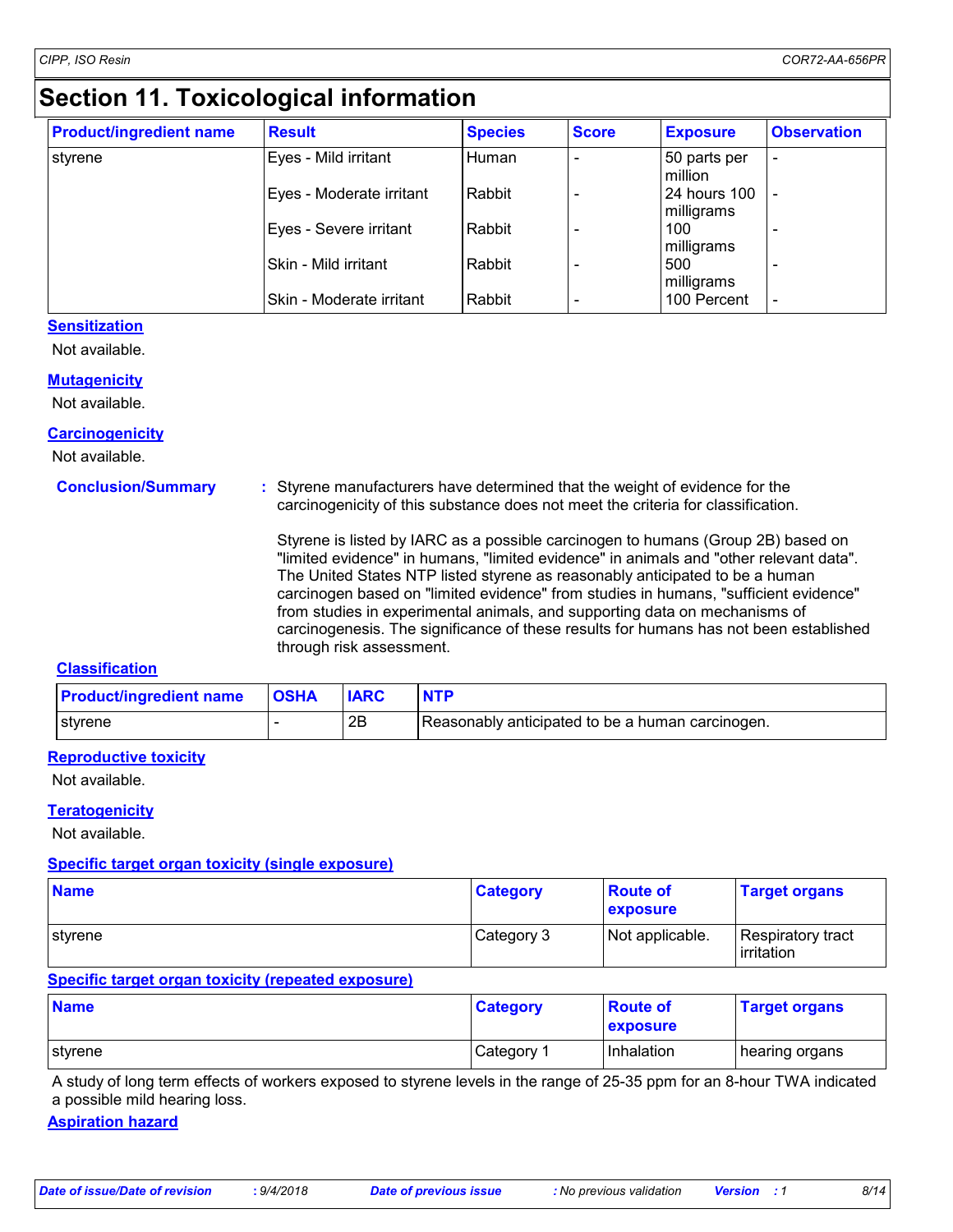# Section 11. Toxicological information

| Product/ingredient name | Result | Species | Score | Exposure | Observation |
|---|---|---|---|---|---|
| styrene | Eyes - Mild irritant | Human | - | 50 parts per million | - |
| | Eyes - Moderate irritant | Rabbit | - | 24 hours 100 milligrams | - |
| | Eyes - Severe irritant | Rabbit | - | 100 milligrams | - |
| | Skin - Mild irritant | Rabbit | - | 500 milligrams | - |
| | Skin - Moderate irritant | Rabbit | - | 100 Percent | - |

### Sensitization

Not available.

### Mutagenicity

Not available.

### Carcinogenicity

Not available.

**Conclusion/Summary** : Styrene manufacturers have determined that the weight of evidence for the carcinogenicity of this substance does not meet the criteria for classification.

Styrene is listed by IARC as a possible carcinogen to humans (Group 2B) based on "limited evidence" in humans, "limited evidence" in animals and "other relevant data". The United States NTP listed styrene as reasonably anticipated to be a human carcinogen based on "limited evidence" from studies in humans, "sufficient evidence" from studies in experimental animals, and supporting data on mechanisms of carcinogenesis. The significance of these results for humans has not been established through risk assessment.

### Classification

| Product/ingredient name | OSHA | IARC | NTP |
|---|---|---|---|
| styrene | - | 2B | Reasonably anticipated to be a human carcinogen. |

### Reproductive toxicity

Not available.

### Teratogenicity

Not available.

### Specific target organ toxicity (single exposure)

| Name | Category | Route of exposure | Target organs |
|---|---|---|---|
| styrene | Category 3 | Not applicable. | Respiratory tract irritation |

### Specific target organ toxicity (repeated exposure)

| Name | Category | Route of exposure | Target organs |
|---|---|---|---|
| styrene | Category 1 | Inhalation | hearing organs |

A study of long term effects of workers exposed to styrene levels in the range of 25-35 ppm for an 8-hour TWA indicated a possible mild hearing loss.

### Aspiration hazard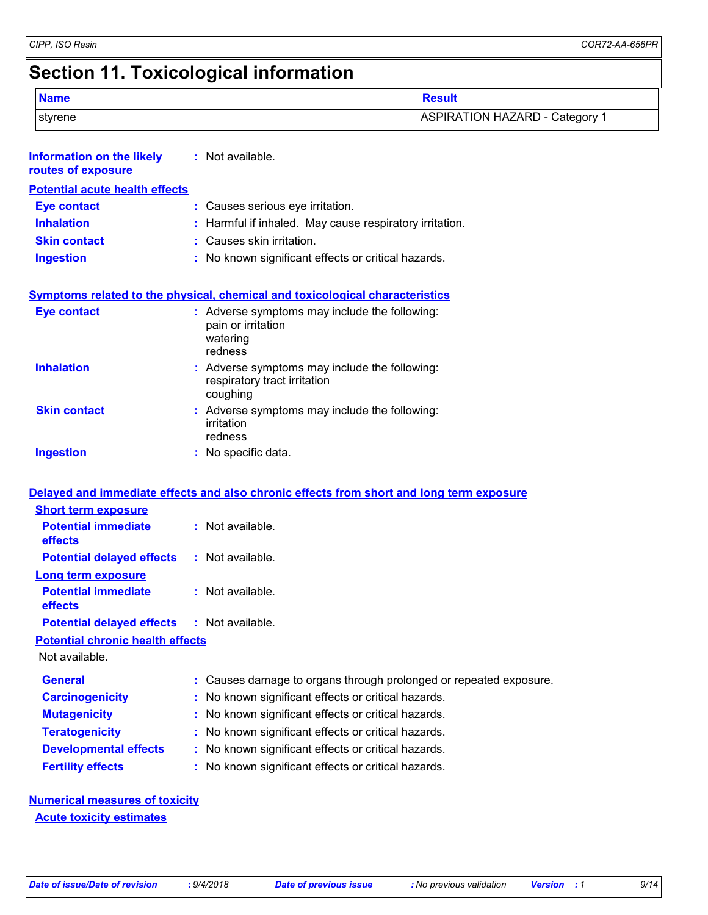# Section 11. Toxicological information

| Name | Result |
| --- | --- |
| styrene | ASPIRATION HAZARD - Category 1 |

**Information on the likely routes of exposure** : Not available.

**Potential acute health effects**

**Eye contact** : Causes serious eye irritation.

**Inhalation** : Harmful if inhaled. May cause respiratory irritation.

**Skin contact** : Causes skin irritation.

**Ingestion** : No known significant effects or critical hazards.

**Symptoms related to the physical, chemical and toxicological characteristics**

**Eye contact** : Adverse symptoms may include the following:
pain or irritation
watering
redness

**Inhalation** : Adverse symptoms may include the following:
respiratory tract irritation
coughing

**Skin contact** : Adverse symptoms may include the following:
irritation
redness

**Ingestion** : No specific data.

**Delayed and immediate effects and also chronic effects from short and long term exposure**

**Short term exposure**

**Potential immediate effects** : Not available.

**Potential delayed effects** : Not available.

**Long term exposure**

**Potential immediate effects** : Not available.

**Potential delayed effects** : Not available.

**Potential chronic health effects**

Not available.

**General** : Causes damage to organs through prolonged or repeated exposure.

**Carcinogenicity** : No known significant effects or critical hazards.

**Mutagenicity** : No known significant effects or critical hazards.

**Teratogenicity** : No known significant effects or critical hazards.

**Developmental effects** : No known significant effects or critical hazards.

**Fertility effects** : No known significant effects or critical hazards.

**Numerical measures of toxicity**

**Acute toxicity estimates**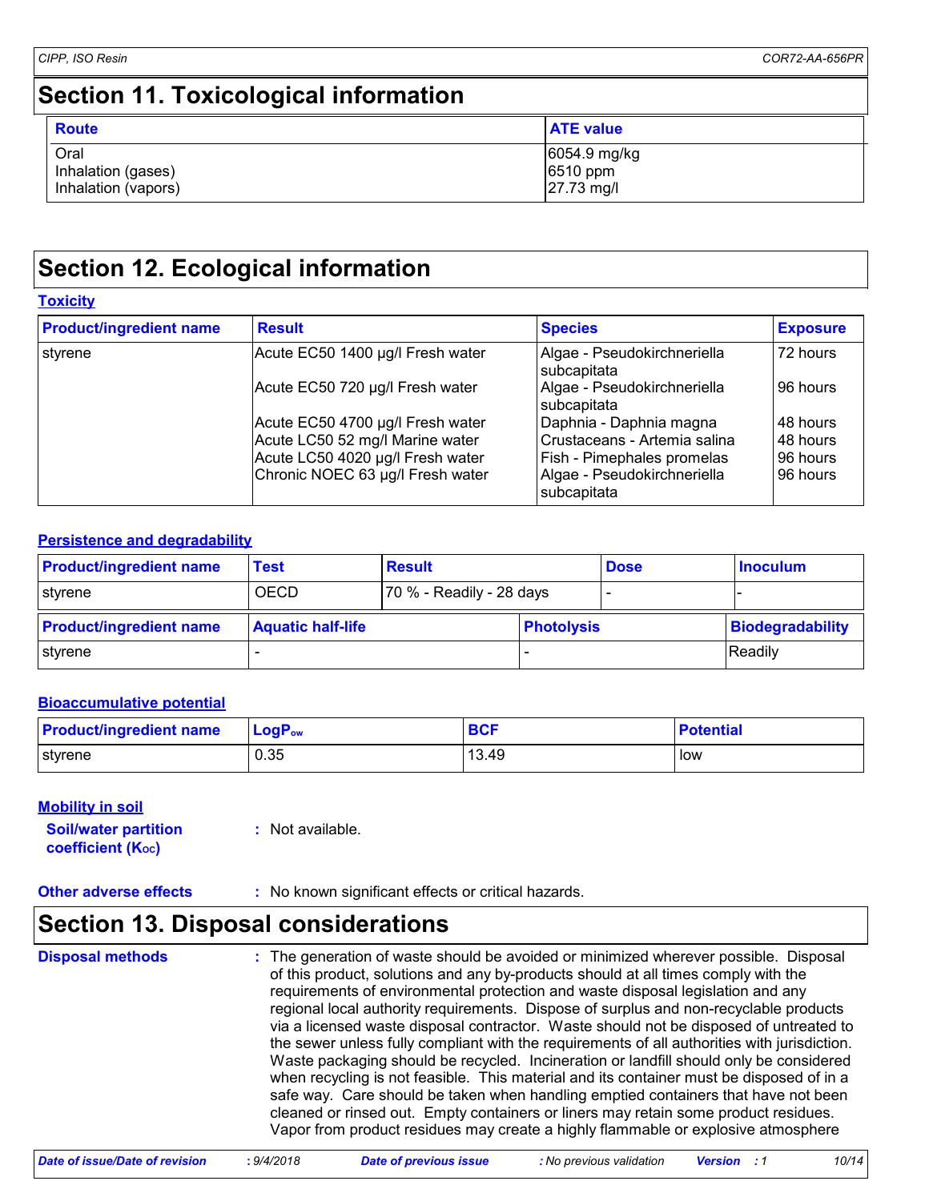# Section 11. Toxicological information

| Route | ATE value |
| --- | --- |
| Oral | 6054.9 mg/kg |
| Inhalation (gases) | 6510 ppm |
| Inhalation (vapors) | 27.73 mg/l |

# Section 12. Ecological information

**Toxicity**

| Product/ingredient name | Result | Species | Exposure |
| --- | --- | --- | --- |
| styrene | Acute EC50 1400 µg/l Fresh water | Algae - Pseudokirchneriella subcapitata | 72 hours |
| | Acute EC50 720 µg/l Fresh water | Algae - Pseudokirchneriella subcapitata | 96 hours |
| | Acute EC50 4700 µg/l Fresh water | Daphnia - Daphnia magna | 48 hours |
| | Acute LC50 52 mg/l Marine water | Crustaceans - Artemia salina | 48 hours |
| | Acute LC50 4020 µg/l Fresh water | Fish - Pimephales promelas | 96 hours |
| | Chronic NOEC 63 µg/l Fresh water | Algae - Pseudokirchneriella subcapitata | 96 hours |

**Persistence and degradability**

| Product/ingredient name | Test | Result | Dose | Inoculum |
| --- | --- | --- | --- | --- |
| styrene | OECD | 70 % - Readily - 28 days | - | - |

| Product/ingredient name | Aquatic half-life | Photolysis | Biodegradability |
| --- | --- | --- | --- |
| styrene | - | - | Readily |

**Bioaccumulative potential**

| Product/ingredient name | $LogP_{ow}$ | BCF | Potential |
| --- | --- | --- | --- |
| styrene | 0.35 | 13.49 | low |

**Mobility in soil**

**Soil/water partition coefficient ($K_{OC}$)** : Not available.

**Other adverse effects** : No known significant effects or critical hazards.

# Section 13. Disposal considerations

**Disposal methods** : The generation of waste should be avoided or minimized wherever possible. Disposal of this product, solutions and any by-products should at all times comply with the requirements of environmental protection and waste disposal legislation and any regional local authority requirements. Dispose of surplus and non-recyclable products via a licensed waste disposal contractor. Waste should not be disposed of untreated to the sewer unless fully compliant with the requirements of all authorities with jurisdiction. Waste packaging should be recycled. Incineration or landfill should only be considered when recycling is not feasible. This material and its container must be disposed of in a safe way. Care should be taken when handling emptied containers that have not been cleaned or rinsed out. Empty containers or liners may retain some product residues. Vapor from product residues may create a highly flammable or explosive atmosphere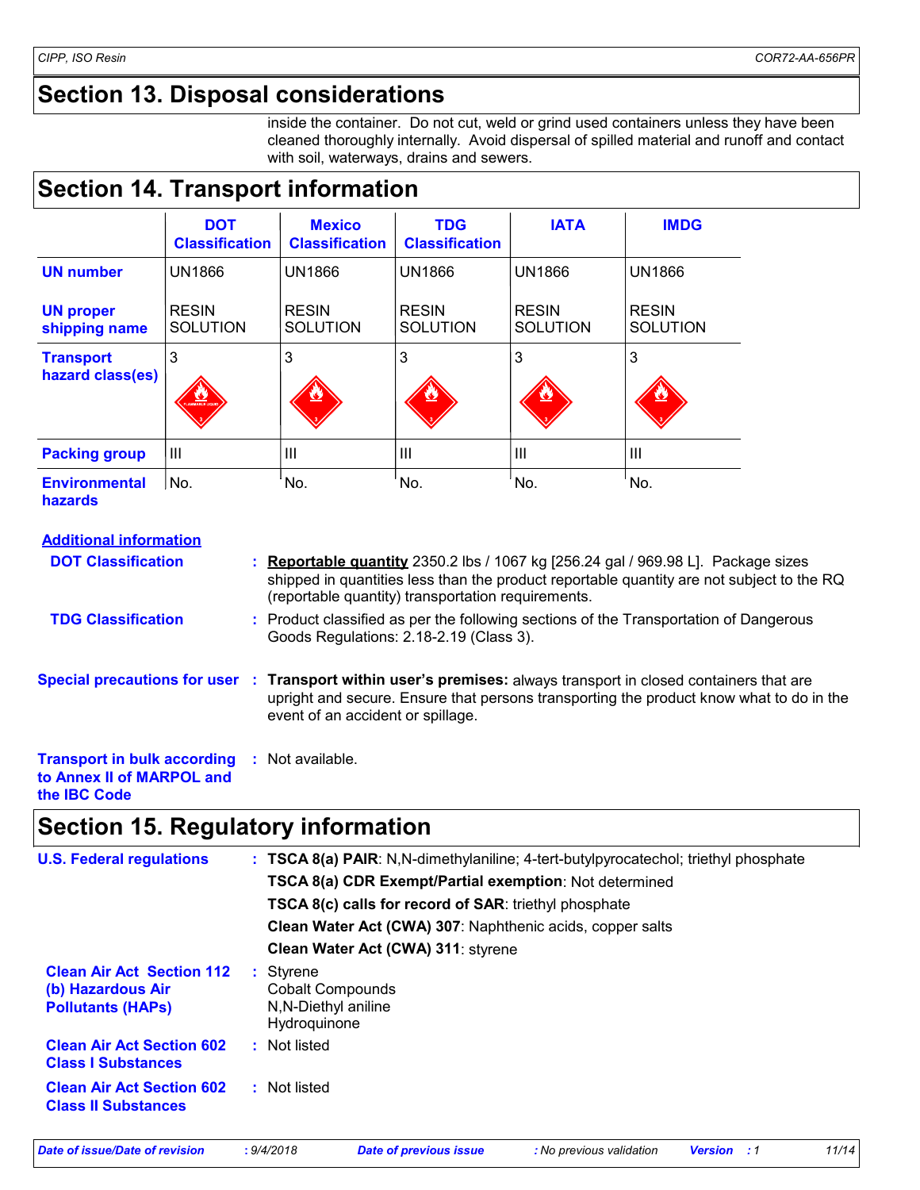## Section 13. Disposal considerations

inside the container. Do not cut, weld or grind used containers unless they have been cleaned thoroughly internally. Avoid dispersal of spilled material and runoff and contact with soil, waterways, drains and sewers.

## Section 14. Transport information

| | DOT Classification | Mexico Classification | TDG Classification | IATA | IMDG |
|---|---|---|---|---|---|
| UN number | UN1866 | UN1866 | UN1866 | UN1866 | UN1866 |
| UN proper shipping name | RESIN SOLUTION | RESIN SOLUTION | RESIN SOLUTION | RESIN SOLUTION | RESIN SOLUTION |
| Transport hazard class(es) | 3 | 3 | 3 | 3 | 3 |
| Packing group | III | III | III | III | III |
| Environmental hazards | No. | No. | No. | No. | No. |

**Additional information**

**DOT Classification** : **Reportable quantity** 2350.2 lbs / 1067 kg [256.24 gal / 969.98 L]. Package sizes shipped in quantities less than the product reportable quantity are not subject to the RQ (reportable quantity) transportation requirements.

**TDG Classification** : Product classified as per the following sections of the Transportation of Dangerous Goods Regulations: 2.18-2.19 (Class 3).

**Special precautions for user** : **Transport within user's premises:** always transport in closed containers that are upright and secure. Ensure that persons transporting the product know what to do in the event of an accident or spillage.

**Transport in bulk according to Annex II of MARPOL and the IBC Code** : Not available.

## Section 15. Regulatory information

**U.S. Federal regulations** : **TSCA 8(a) PAIR**: N,N-dimethylaniline; 4-tert-butylpyrocatechol; triethyl phosphate

**TSCA 8(a) CDR Exempt/Partial exemption**: Not determined

**TSCA 8(c) calls for record of SAR**: triethyl phosphate

**Clean Water Act (CWA) 307**: Naphthenic acids, copper salts

**Clean Water Act (CWA) 311**: styrene

**Clean Air Act Section 112 (b) Hazardous Air Pollutants (HAPs)** : Styrene
Cobalt Compounds
N,N-Diethyl aniline
Hydroquinone

**Clean Air Act Section 602 Class I Substances** : Not listed

**Clean Air Act Section 602 Class II Substances** : Not listed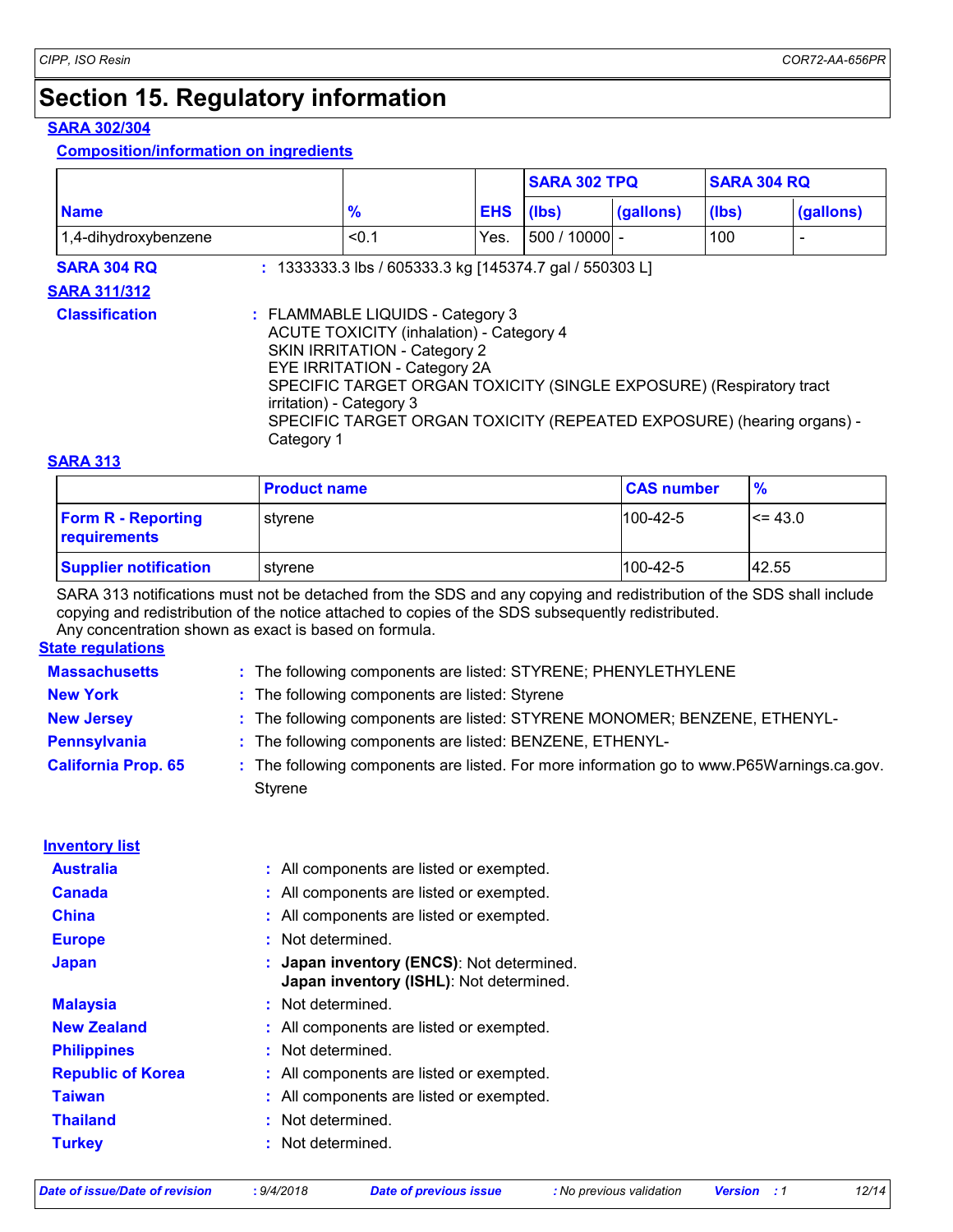# Section 15. Regulatory information

**SARA 302/304**

**Composition/information on ingredients**

| Name | % | EHS | SARA 302 TPQ | | SARA 304 RQ | |
|---|---|---|---|---|---|---|
| | | | (lbs) | (gallons) | (lbs) | (gallons) |
| 1,4-dihydroxybenzene | <0.1 | Yes. | 500 / 10000 | - | 100 | - |

**SARA 304 RQ** : 1333333.3 lbs / 605333.3 kg [145374.7 gal / 550303 L]

**SARA 311/312**

**Classification** : FLAMMABLE LIQUIDS - Category 3
ACUTE TOXICITY (inhalation) - Category 4
SKIN IRRITATION - Category 2
EYE IRRITATION - Category 2A
SPECIFIC TARGET ORGAN TOXICITY (SINGLE EXPOSURE) (Respiratory tract irritation) - Category 3
SPECIFIC TARGET ORGAN TOXICITY (REPEATED EXPOSURE) (hearing organs) - Category 1

**SARA 313**

| | Product name | CAS number | % |
|---|---|---|---|
| **Form R - Reporting requirements** | styrene | 100-42-5 | <= 43.0 |
| **Supplier notification** | styrene | 100-42-5 | 42.55 |

SARA 313 notifications must not be detached from the SDS and any copying and redistribution of the SDS shall include copying and redistribution of the notice attached to copies of the SDS subsequently redistributed.
Any concentration shown as exact is based on formula.

**State regulations**

**Massachusetts** : The following components are listed: STYRENE; PHENYLETHYLENE

**New York** : The following components are listed: Styrene

**New Jersey** : The following components are listed: STYRENE MONOMER; BENZENE, ETHENYL-

**Pennsylvania** : The following components are listed: BENZENE, ETHENYL-

**California Prop. 65** : The following components are listed. For more information go to www.P65Warnings.ca.gov.
Styrene

**Inventory list**

**Australia** : All components are listed or exempted.

**Canada** : All components are listed or exempted.

**China** : All components are listed or exempted.

**Europe** : Not determined.

**Japan** : **Japan inventory (ENCS)**: Not determined.
**Japan inventory (ISHL)**: Not determined.

**Malaysia** : Not determined.

**New Zealand** : All components are listed or exempted.

**Philippines** : Not determined.

**Republic of Korea** : All components are listed or exempted.

**Taiwan** : All components are listed or exempted.

**Thailand** : Not determined.

**Turkey** : Not determined.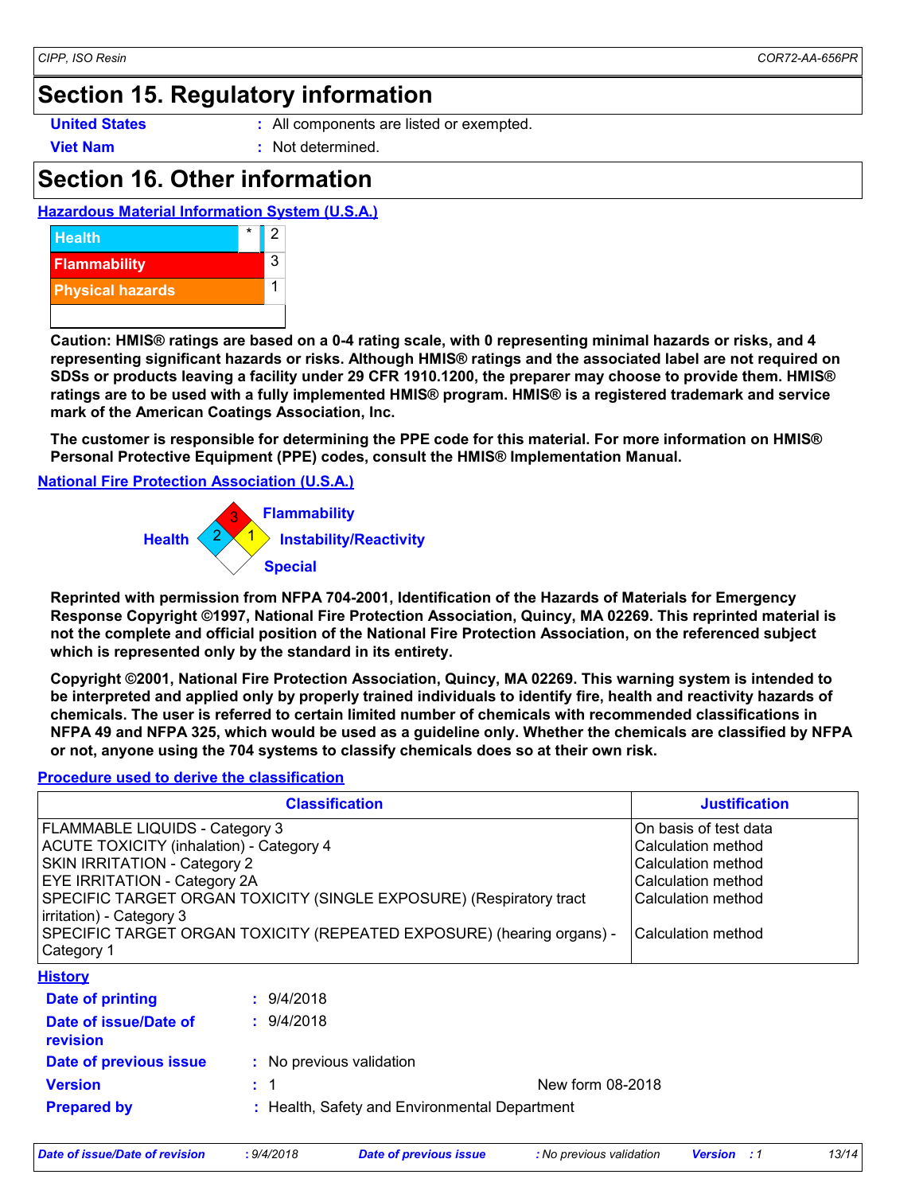# Section 15. Regulatory information

**United States** : All components are listed or exempted.

**Viet Nam** : Not determined.

# Section 16. Other information

**Hazardous Material Information System (U.S.A.)**

| | | |
|---|---|---|
| Health | * | 2 |
| Flammability | | 3 |
| Physical hazards | | 1 |
| | | |

**Caution: HMIS® ratings are based on a 0-4 rating scale, with 0 representing minimal hazards or risks, and 4 representing significant hazards or risks. Although HMIS® ratings and the associated label are not required on SDSs or products leaving a facility under 29 CFR 1910.1200, the preparer may choose to provide them. HMIS® ratings are to be used with a fully implemented HMIS® program. HMIS® is a registered trademark and service mark of the American Coatings Association, Inc.**

**The customer is responsible for determining the PPE code for this material. For more information on HMIS® Personal Protective Equipment (PPE) codes, consult the HMIS® Implementation Manual.**

**National Fire Protection Association (U.S.A.)**

Flammability: 3
Health: 2
Instability/Reactivity: 1
Special:

**Reprinted with permission from NFPA 704-2001, Identification of the Hazards of Materials for Emergency Response Copyright ©1997, National Fire Protection Association, Quincy, MA 02269. This reprinted material is not the complete and official position of the National Fire Protection Association, on the referenced subject which is represented only by the standard in its entirety.**

**Copyright ©2001, National Fire Protection Association, Quincy, MA 02269. This warning system is intended to be interpreted and applied only by properly trained individuals to identify fire, health and reactivity hazards of chemicals. The user is referred to certain limited number of chemicals with recommended classifications in NFPA 49 and NFPA 325, which would be used as a guideline only. Whether the chemicals are classified by NFPA or not, anyone using the 704 systems to classify chemicals does so at their own risk.**

**Procedure used to derive the classification**

| Classification | Justification |
|---|---|
| FLAMMABLE LIQUIDS - Category 3 | On basis of test data |
| ACUTE TOXICITY (inhalation) - Category 4 | Calculation method |
| SKIN IRRITATION - Category 2 | Calculation method |
| EYE IRRITATION - Category 2A | Calculation method |
| SPECIFIC TARGET ORGAN TOXICITY (SINGLE EXPOSURE) (Respiratory tract irritation) - Category 3 | Calculation method |
| SPECIFIC TARGET ORGAN TOXICITY (REPEATED EXPOSURE) (hearing organs) - Category 1 | Calculation method |

**History**

**Date of printing** : 9/4/2018

**Date of issue/Date of revision** : 9/4/2018

**Date of previous issue** : No previous validation

**Version** : 1 New form 08-2018

**Prepared by** : Health, Safety and Environmental Department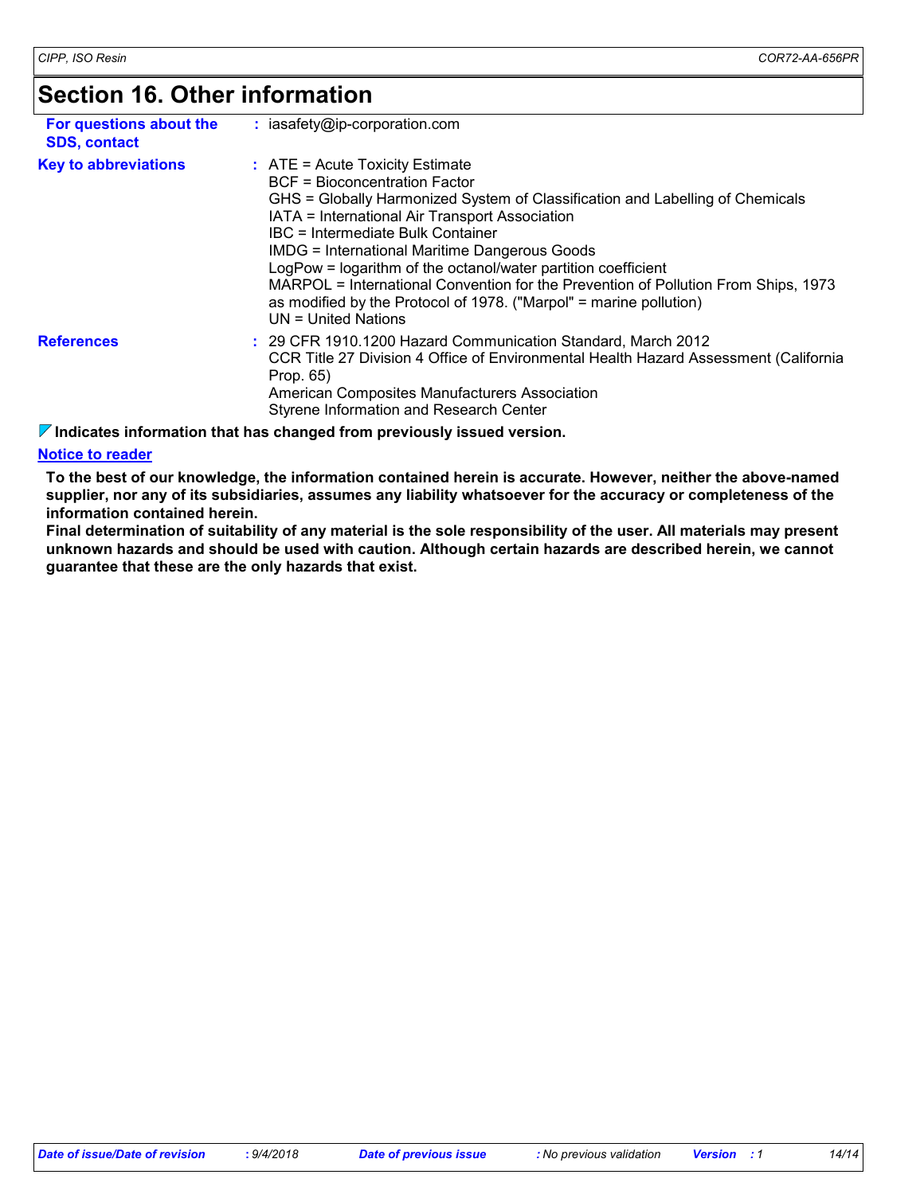## Section 16. Other information

**For questions about the SDS, contact** : iasafety@ip-corporation.com

**Key to abbreviations** : ATE = Acute Toxicity Estimate
BCF = Bioconcentration Factor
GHS = Globally Harmonized System of Classification and Labelling of Chemicals
IATA = International Air Transport Association
IBC = Intermediate Bulk Container
IMDG = International Maritime Dangerous Goods
LogPow = logarithm of the octanol/water partition coefficient
MARPOL = International Convention for the Prevention of Pollution From Ships, 1973 as modified by the Protocol of 1978. ("Marpol" = marine pollution)
UN = United Nations

**References** : 29 CFR 1910.1200 Hazard Communication Standard, March 2012
CCR Title 27 Division 4 Office of Environmental Health Hazard Assessment (California Prop. 65)
American Composites Manufacturers Association
Styrene Information and Research Center

**Indicates information that has changed from previously issued version.**

**Notice to reader**

**To the best of our knowledge, the information contained herein is accurate. However, neither the above-named supplier, nor any of its subsidiaries, assumes any liability whatsoever for the accuracy or completeness of the information contained herein.**
**Final determination of suitability of any material is the sole responsibility of the user. All materials may present unknown hazards and should be used with caution. Although certain hazards are described herein, we cannot guarantee that these are the only hazards that exist.**